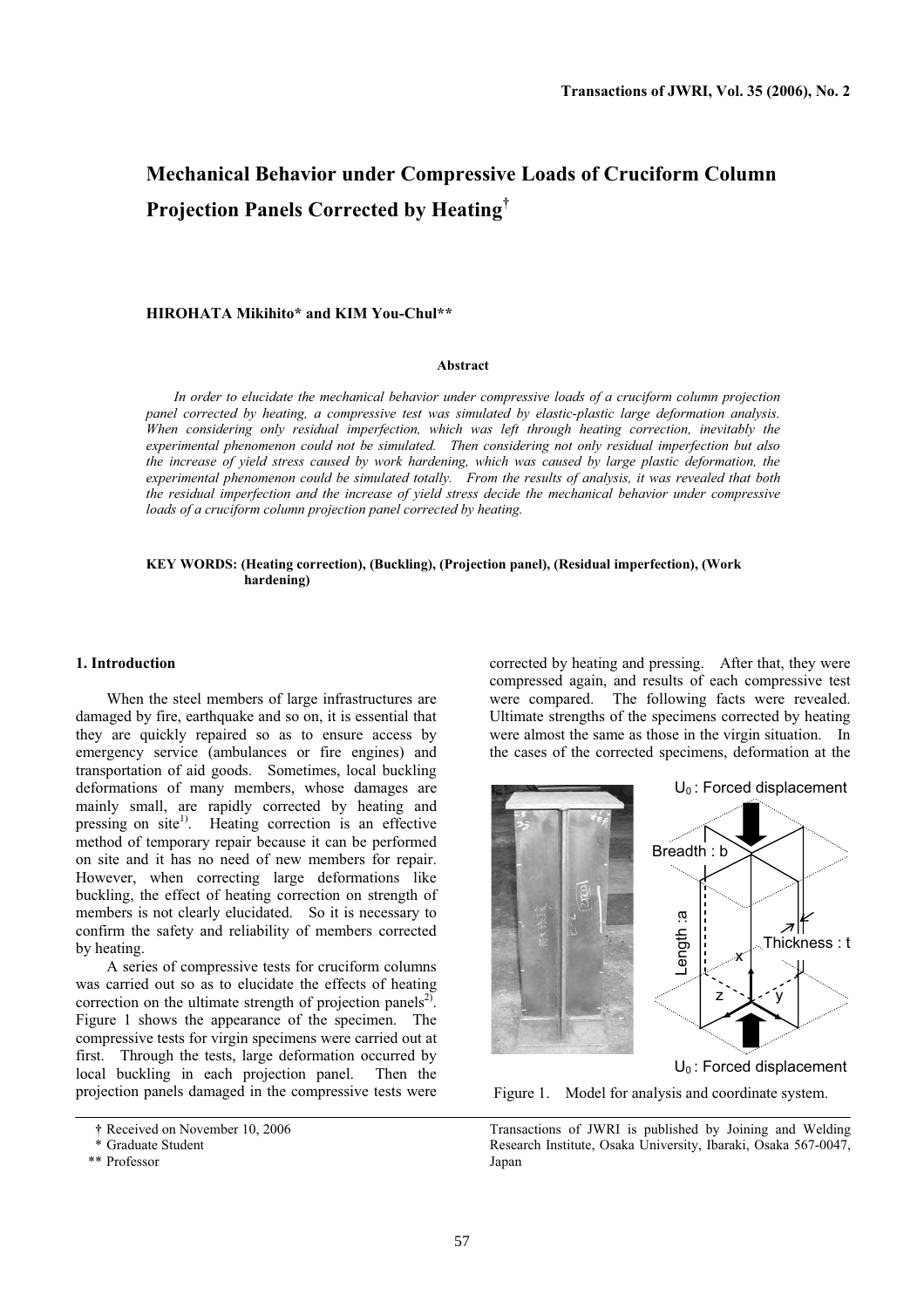# Mechanical Behavior under Compressive Loads of Cruciform Column Projection Panels Corrected by Heating[†]

**HIROHATA Mikihito\* and KIM You-Chul\*\***

**Abstract**

*In order to elucidate the mechanical behavior under compressive loads of a cruciform column projection panel corrected by heating, a compressive test was simulated by elastic-plastic large deformation analysis. When considering only residual imperfection, which was left through heating correction, inevitably the experimental phenomenon could not be simulated. Then considering not only residual imperfection but also the increase of yield stress caused by work hardening, which was caused by large plastic deformation, the experimental phenomenon could be simulated totally. From the results of analysis, it was revealed that both the residual imperfection and the increase of yield stress decide the mechanical behavior under compressive loads of a cruciform column projection panel corrected by heating.*

**KEY WORDS: (Heating correction), (Buckling), (Projection panel), (Residual imperfection), (Work hardening)**

## 1. Introduction

When the steel members of large infrastructures are damaged by fire, earthquake and so on, it is essential that they are quickly repaired so as to ensure access by emergency service (ambulances or fire engines) and transportation of aid goods. Sometimes, local buckling deformations of many members, whose damages are mainly small, are rapidly corrected by heating and pressing on site[1]. Heating correction is an effective method of temporary repair because it can be performed on site and it has no need of new members for repair. However, when correcting large deformations like buckling, the effect of heating correction on strength of members is not clearly elucidated. So it is necessary to confirm the safety and reliability of members corrected by heating.

A series of compressive tests for cruciform columns was carried out so as to elucidate the effects of heating correction on the ultimate strength of projection panels[2]. Figure 1 shows the appearance of the specimen. The compressive tests for virgin specimens were carried out at first. Through the tests, large deformation occurred by local buckling in each projection panel. Then the projection panels damaged in the compressive tests were corrected by heating and pressing. After that, they were compressed again, and results of each compressive test were compared. The following facts were revealed. Ultimate strengths of the specimens corrected by heating were almost the same as those in the virgin situation. In the cases of the corrected specimens, deformation at the

$U_0$ : Forced displacement

Breadth : b

Length : a

Thickness : t

x

z

y

$U_0$ : Forced displacement

Figure 1. Model for analysis and coordinate system.

† Received on November 10, 2006

\* Graduate Student

\*\* Professor

Transactions of JWRI is published by Joining and Welding Research Institute, Osaka University, Ibaraki, Osaka 567-0047, Japan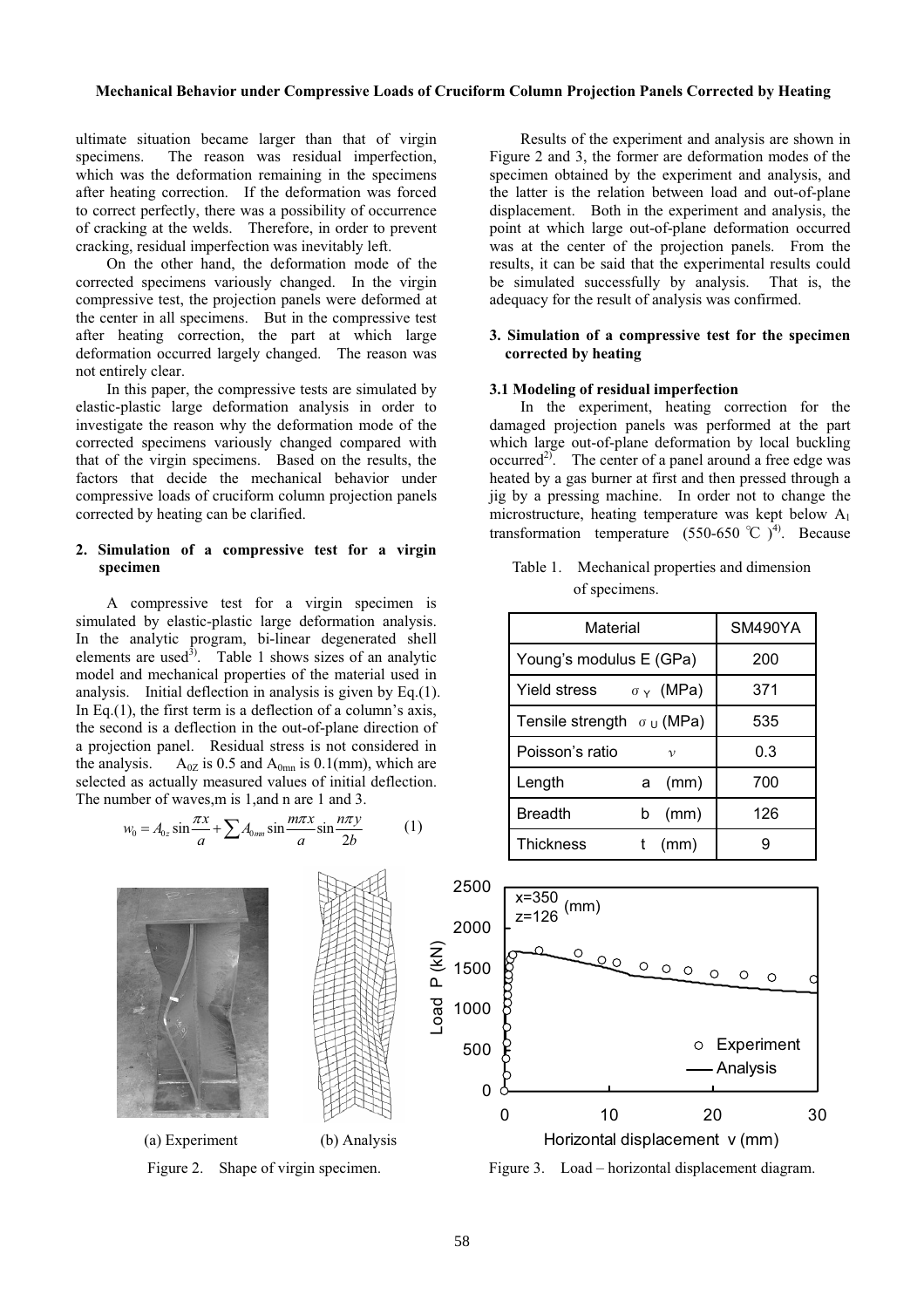ultimate situation became larger than that of virgin specimens. The reason was residual imperfection, which was the deformation remaining in the specimens after heating correction. If the deformation was forced to correct perfectly, there was a possibility of occurrence of cracking at the welds. Therefore, in order to prevent cracking, residual imperfection was inevitably left.

On the other hand, the deformation mode of the corrected specimens variously changed. In the virgin compressive test, the projection panels were deformed at the center in all specimens. But in the compressive test after heating correction, the part at which large deformation occurred largely changed. The reason was not entirely clear.

In this paper, the compressive tests are simulated by elastic-plastic large deformation analysis in order to investigate the reason why the deformation mode of the corrected specimens variously changed compared with that of the virgin specimens. Based on the results, the factors that decide the mechanical behavior under compressive loads of cruciform column projection panels corrected by heating can be clarified.

## 2. Simulation of a compressive test for a virgin specimen

A compressive test for a virgin specimen is simulated by elastic-plastic large deformation analysis. In the analytic program, bi-linear degenerated shell elements are used[3]. Table 1 shows sizes of an analytic model and mechanical properties of the material used in analysis. Initial deflection in analysis is given by Eq.(1). In Eq.(1), the first term is a deflection of a column's axis, the second is a deflection in the out-of-plane direction of a projection panel. Residual stress is not considered in the analysis. $A_{0Z}$ is 0.5 and $A_{0mn}$ is 0.1(mm), which are selected as actually measured values of initial deflection. The number of waves, m is 1, and n are 1 and 3.

$$w_0 = A_{0z}\sin\frac{\pi x}{a} + \sum A_{0mn}\sin\frac{m\pi x}{a}\sin\frac{n\pi y}{2b} \qquad (1)$$

(a) Experiment (b) Analysis

Figure 2. Shape of virgin specimen.

Results of the experiment and analysis are shown in Figure 2 and 3, the former are deformation modes of the specimen obtained by the experiment and analysis, and the latter is the relation between load and out-of-plane displacement. Both in the experiment and analysis, the point at which large out-of-plane deformation occurred was at the center of the projection panels. From the results, it can be said that the experimental results could be simulated successfully by analysis. That is, the adequacy for the result of analysis was confirmed.

## 3. Simulation of a compressive test for the specimen corrected by heating

### 3.1 Modeling of residual imperfection

In the experiment, heating correction for the damaged projection panels was performed at the part which large out-of-plane deformation by local buckling occurred[2]. The center of a panel around a free edge was heated by a gas burner at first and then pressed through a jig by a pressing machine. In order not to change the microstructure, heating temperature was kept below $A_1$ transformation temperature (550-650 ℃)[4]. Because

Table 1. Mechanical properties and dimension of specimens.

| Material | SM490YA |
|---|---|
| Young's modulus E (GPa) | 200 |
| Yield stress $\sigma_Y$ (MPa) | 371 |
| Tensile strength $\sigma_U$ (MPa) | 535 |
| Poisson's ratio $\nu$ | 0.3 |
| Length a (mm) | 700 |
| Breadth b (mm) | 126 |
| Thickness t (mm) | 9 |

Figure 3. Load – horizontal displacement diagram.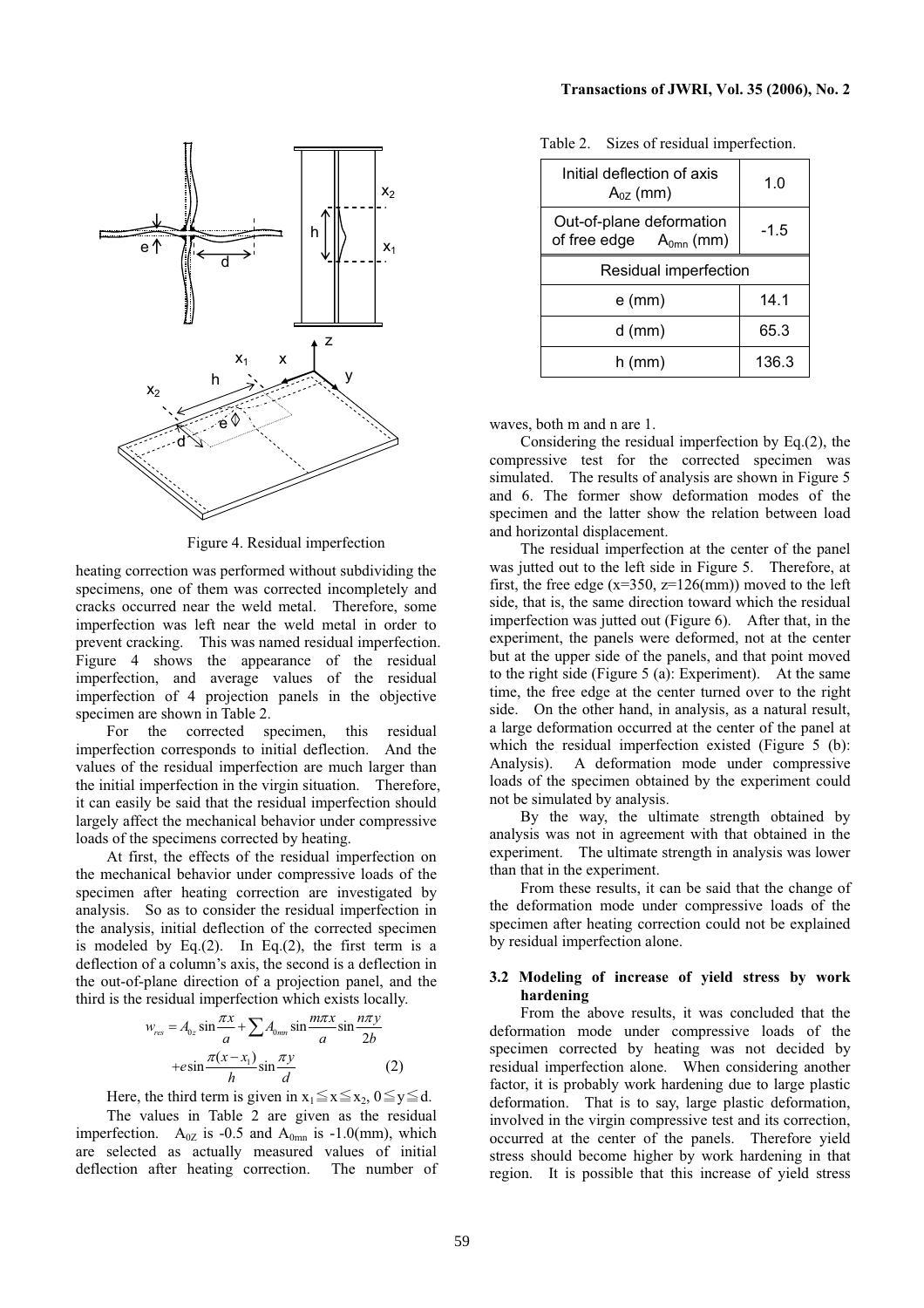Figure 4. Residual imperfection

heating correction was performed without subdividing the specimens, one of them was corrected incompletely and cracks occurred near the weld metal. Therefore, some imperfection was left near the weld metal in order to prevent cracking. This was named residual imperfection. Figure 4 shows the appearance of the residual imperfection, and average values of the residual imperfection of 4 projection panels in the objective specimen are shown in Table 2.

For the corrected specimen, this residual imperfection corresponds to initial deflection. And the values of the residual imperfection are much larger than the initial imperfection in the virgin situation. Therefore, it can easily be said that the residual imperfection should largely affect the mechanical behavior under compressive loads of the specimens corrected by heating.

At first, the effects of the residual imperfection on the mechanical behavior under compressive loads of the specimen after heating correction are investigated by analysis. So as to consider the residual imperfection in the analysis, initial deflection of the corrected specimen is modeled by Eq.(2). In Eq.(2), the first term is a deflection of a column's axis, the second is a deflection in the out-of-plane direction of a projection panel, and the third is the residual imperfection which exists locally.

$$w_{res} = A_{0z}\sin\frac{\pi x}{a} + \sum A_{0mn}\sin\frac{m\pi x}{a}\sin\frac{n\pi y}{2b} + e\sin\frac{\pi(x-x_1)}{h}\sin\frac{\pi y}{d} \quad (2)$$

Here, the third term is given in $x_1 \leqq x \leqq x_2$, $0 \leqq y \leqq d$.

The values in Table 2 are given as the residual imperfection. $A_{0Z}$ is -0.5 and $A_{0mn}$ is -1.0(mm), which are selected as actually measured values of initial deflection after heating correction. The number of waves, both m and n are 1.

Table 2. Sizes of residual imperfection.

| | |
|---|---|
| Initial deflection of axis $A_{0Z}$ (mm) | 1.0 |
| Out-of-plane deformation of free edge $A_{0mn}$ (mm) | -1.5 |
| Residual imperfection | |
| e (mm) | 14.1 |
| d (mm) | 65.3 |
| h (mm) | 136.3 |

Considering the residual imperfection by Eq.(2), the compressive test for the corrected specimen was simulated. The results of analysis are shown in Figure 5 and 6. The former show deformation modes of the specimen and the latter show the relation between load and horizontal displacement.

The residual imperfection at the center of the panel was jutted out to the left side in Figure 5. Therefore, at first, the free edge (x=350, z=126(mm)) moved to the left side, that is, the same direction toward which the residual imperfection was jutted out (Figure 6). After that, in the experiment, the panels were deformed, not at the center but at the upper side of the panels, and that point moved to the right side (Figure 5 (a): Experiment). At the same time, the free edge at the center turned over to the right side. On the other hand, in analysis, as a natural result, a large deformation occurred at the center of the panel at which the residual imperfection existed (Figure 5 (b): Analysis). A deformation mode under compressive loads of the specimen obtained by the experiment could not be simulated by analysis.

By the way, the ultimate strength obtained by analysis was not in agreement with that obtained in the experiment. The ultimate strength in analysis was lower than that in the experiment.

From these results, it can be said that the change of the deformation mode under compressive loads of the specimen after heating correction could not be explained by residual imperfection alone.

### 3.2 Modeling of increase of yield stress by work hardening

From the above results, it was concluded that the deformation mode under compressive loads of the specimen corrected by heating was not decided by residual imperfection alone. When considering another factor, it is probably work hardening due to large plastic deformation. That is to say, large plastic deformation, involved in the virgin compressive test and its correction, occurred at the center of the panels. Therefore yield stress should become higher by work hardening in that region. It is possible that this increase of yield stress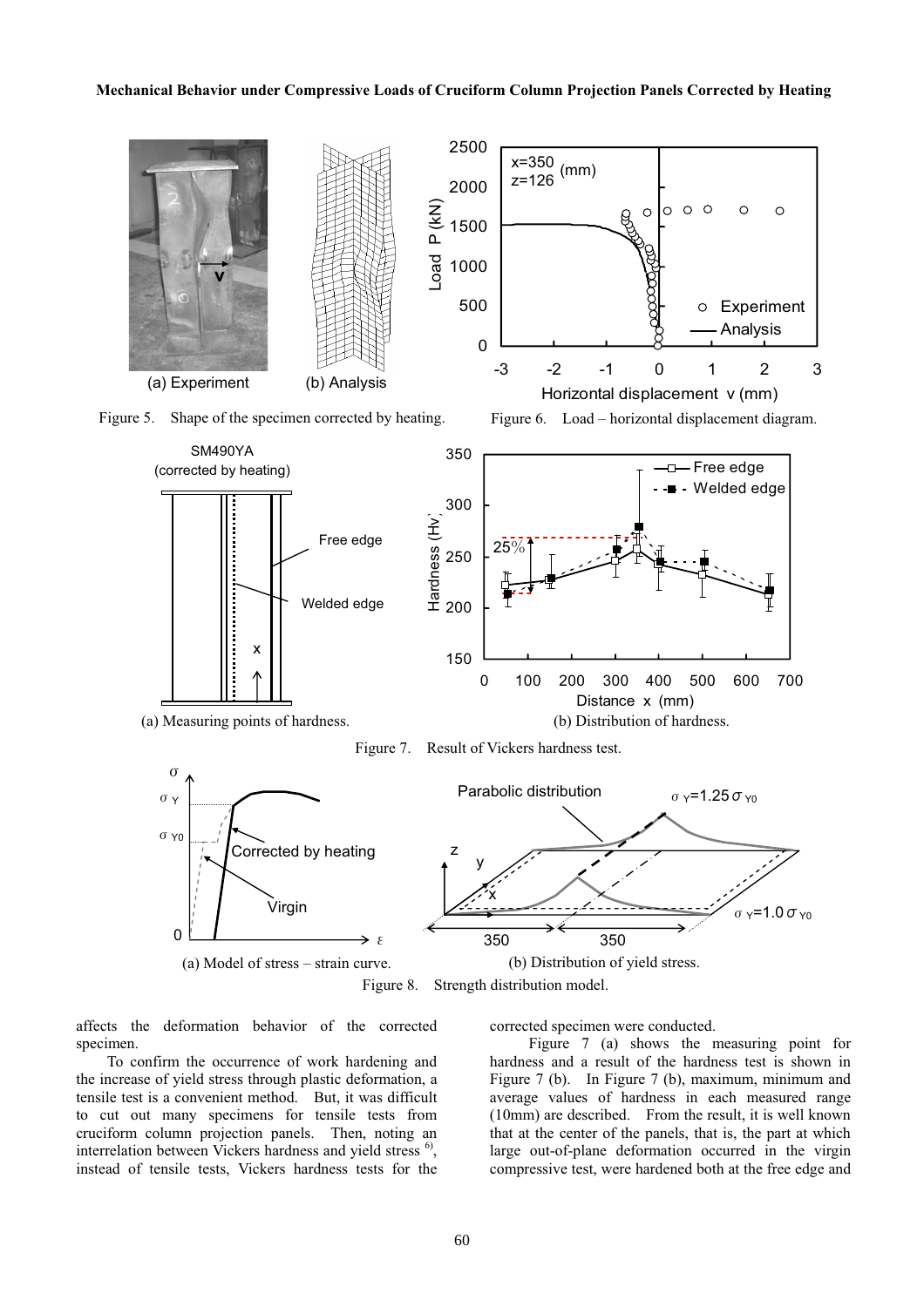Figure 5. Shape of the specimen corrected by heating.

Figure 6. Load – horizontal displacement diagram.

Figure 7. Result of Vickers hardness test.

(a) Measuring points of hardness.

(b) Distribution of hardness.

Figure 8. Strength distribution model.

(a) Model of stress – strain curve.

(b) Distribution of yield stress.

affects the deformation behavior of the corrected specimen.

To confirm the occurrence of work hardening and the increase of yield stress through plastic deformation, a tensile test is a convenient method. But, it was difficult to cut out many specimens for tensile tests from cruciform column projection panels. Then, noting an interrelation between Vickers hardness and yield stress [6], instead of tensile tests, Vickers hardness tests for the corrected specimen were conducted.

Figure 7 (a) shows the measuring point for hardness and a result of the hardness test is shown in Figure 7 (b). In Figure 7 (b), maximum, minimum and average values of hardness in each measured range (10mm) are described. From the result, it is well known that at the center of the panels, that is, the part at which large out-of-plane deformation occurred in the virgin compressive test, were hardened both at the free edge and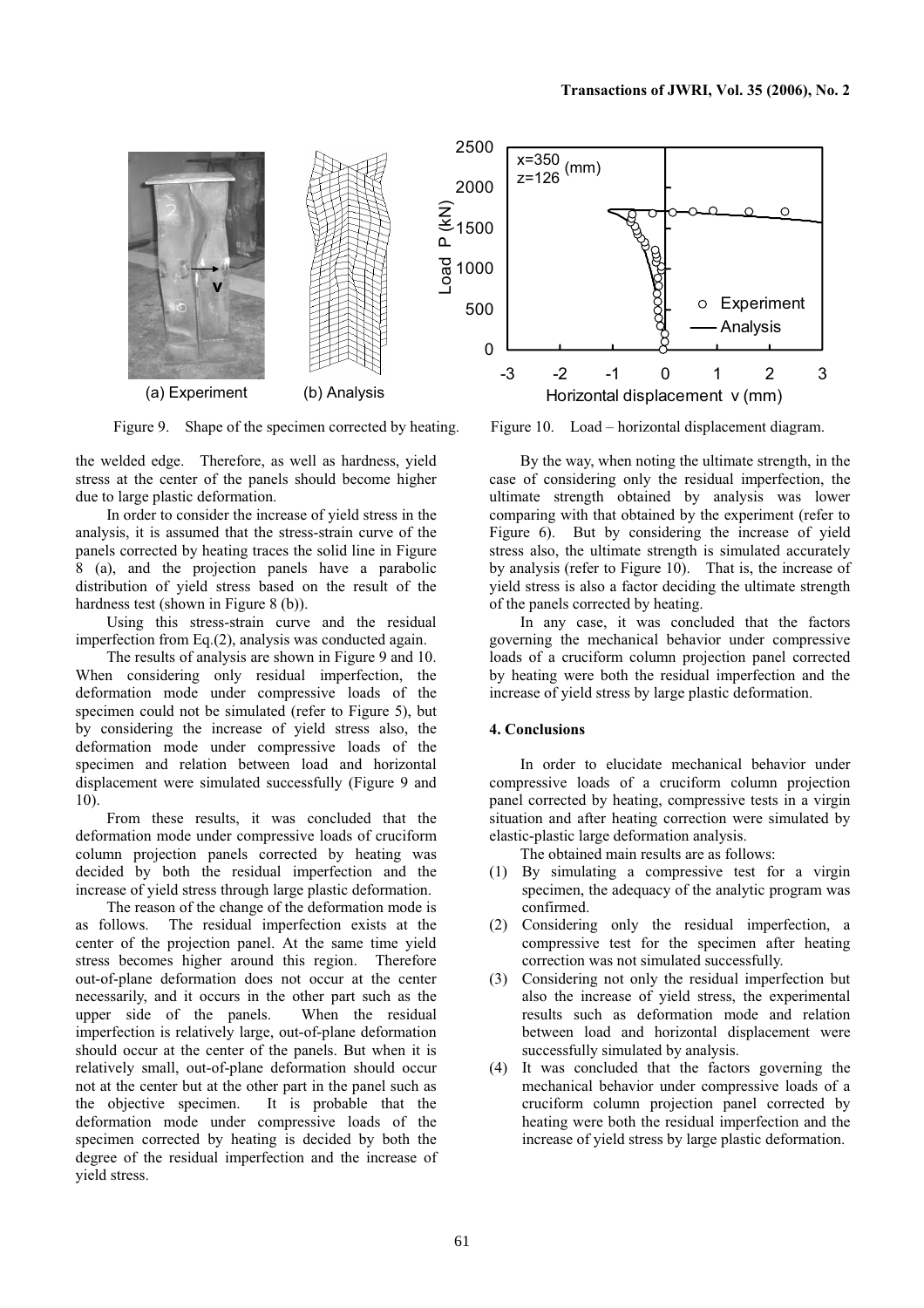Figure 9. Shape of the specimen corrected by heating.

Figure 10. Load – horizontal displacement diagram.

the welded edge. Therefore, as well as hardness, yield stress at the center of the panels should become higher due to large plastic deformation.

In order to consider the increase of yield stress in the analysis, it is assumed that the stress-strain curve of the panels corrected by heating traces the solid line in Figure 8 (a), and the projection panels have a parabolic distribution of yield stress based on the result of the hardness test (shown in Figure 8 (b)).

Using this stress-strain curve and the residual imperfection from Eq.(2), analysis was conducted again.

The results of analysis are shown in Figure 9 and 10. When considering only residual imperfection, the deformation mode under compressive loads of the specimen could not be simulated (refer to Figure 5), but by considering the increase of yield stress also, the deformation mode under compressive loads of the specimen and relation between load and horizontal displacement were simulated successfully (Figure 9 and 10).

From these results, it was concluded that the deformation mode under compressive loads of cruciform column projection panels corrected by heating was decided by both the residual imperfection and the increase of yield stress through large plastic deformation.

The reason of the change of the deformation mode is as follows. The residual imperfection exists at the center of the projection panel. At the same time yield stress becomes higher around this region. Therefore out-of-plane deformation does not occur at the center necessarily, and it occurs in the other part such as the upper side of the panels. When the residual imperfection is relatively large, out-of-plane deformation should occur at the center of the panels. But when it is relatively small, out-of-plane deformation should occur not at the center but at the other part in the panel such as the objective specimen. It is probable that the deformation mode under compressive loads of the specimen corrected by heating is decided by both the degree of the residual imperfection and the increase of yield stress.

By the way, when noting the ultimate strength, in the case of considering only the residual imperfection, the ultimate strength obtained by analysis was lower comparing with that obtained by the experiment (refer to Figure 6). But by considering the increase of yield stress also, the ultimate strength is simulated accurately by analysis (refer to Figure 10). That is, the increase of yield stress is also a factor deciding the ultimate strength of the panels corrected by heating.

In any case, it was concluded that the factors governing the mechanical behavior under compressive loads of a cruciform column projection panel corrected by heating were both the residual imperfection and the increase of yield stress by large plastic deformation.

## 4. Conclusions

In order to elucidate mechanical behavior under compressive loads of a cruciform column projection panel corrected by heating, compressive tests in a virgin situation and after heating correction were simulated by elastic-plastic large deformation analysis.

The obtained main results are as follows:

(1) By simulating a compressive test for a virgin specimen, the adequacy of the analytic program was confirmed.
(2) Considering only the residual imperfection, a compressive test for the specimen after heating correction was not simulated successfully.
(3) Considering not only the residual imperfection but also the increase of yield stress, the experimental results such as deformation mode and relation between load and horizontal displacement were successfully simulated by analysis.
(4) It was concluded that the factors governing the mechanical behavior under compressive loads of a cruciform column projection panel corrected by heating were both the residual imperfection and the increase of yield stress by large plastic deformation.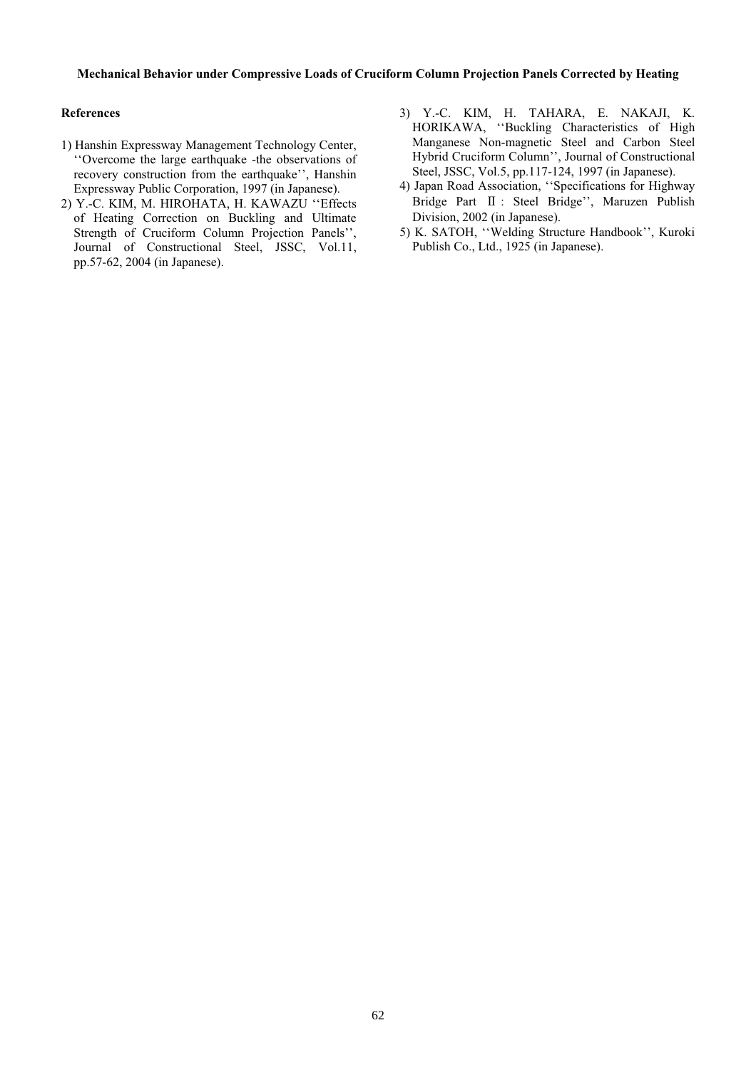## References

1) Hanshin Expressway Management Technology Center, ''Overcome the large earthquake -the observations of recovery construction from the earthquake'', Hanshin Expressway Public Corporation, 1997 (in Japanese).
2) Y.-C. KIM, M. HIROHATA, H. KAWAZU ''Effects of Heating Correction on Buckling and Ultimate Strength of Cruciform Column Projection Panels'', Journal of Constructional Steel, JSSC, Vol.11, pp.57-62, 2004 (in Japanese).
3) Y.-C. KIM, H. TAHARA, E. NAKAJI, K. HORIKAWA, ''Buckling Characteristics of High Manganese Non-magnetic Steel and Carbon Steel Hybrid Cruciform Column'', Journal of Constructional Steel, JSSC, Vol.5, pp.117-124, 1997 (in Japanese).
4) Japan Road Association, ''Specifications for Highway Bridge Part Ⅱ : Steel Bridge'', Maruzen Publish Division, 2002 (in Japanese).
5) K. SATOH, ''Welding Structure Handbook'', Kuroki Publish Co., Ltd., 1925 (in Japanese).